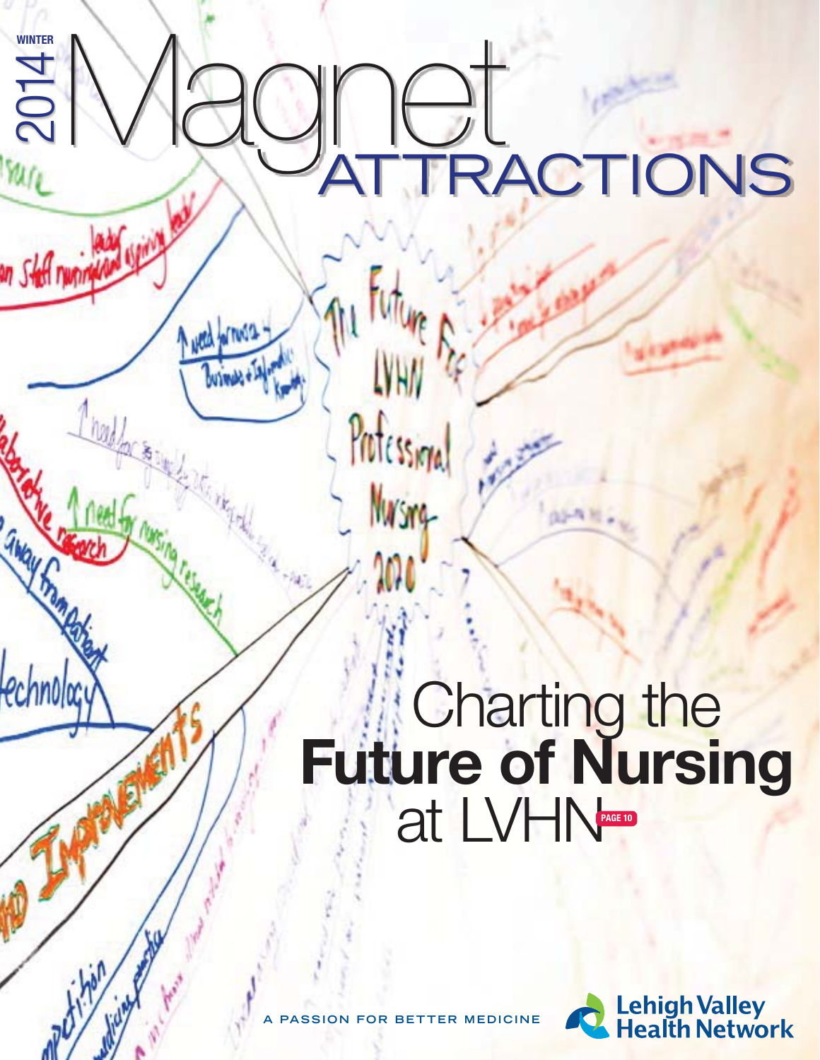WINTER 2014

# Magnet ATTRACTIONS

## Charting the **Future of Nursing** at LVHN

PAGE 10

A PASSION FOR BETTER MEDICINE

Lehigh Valley Health Network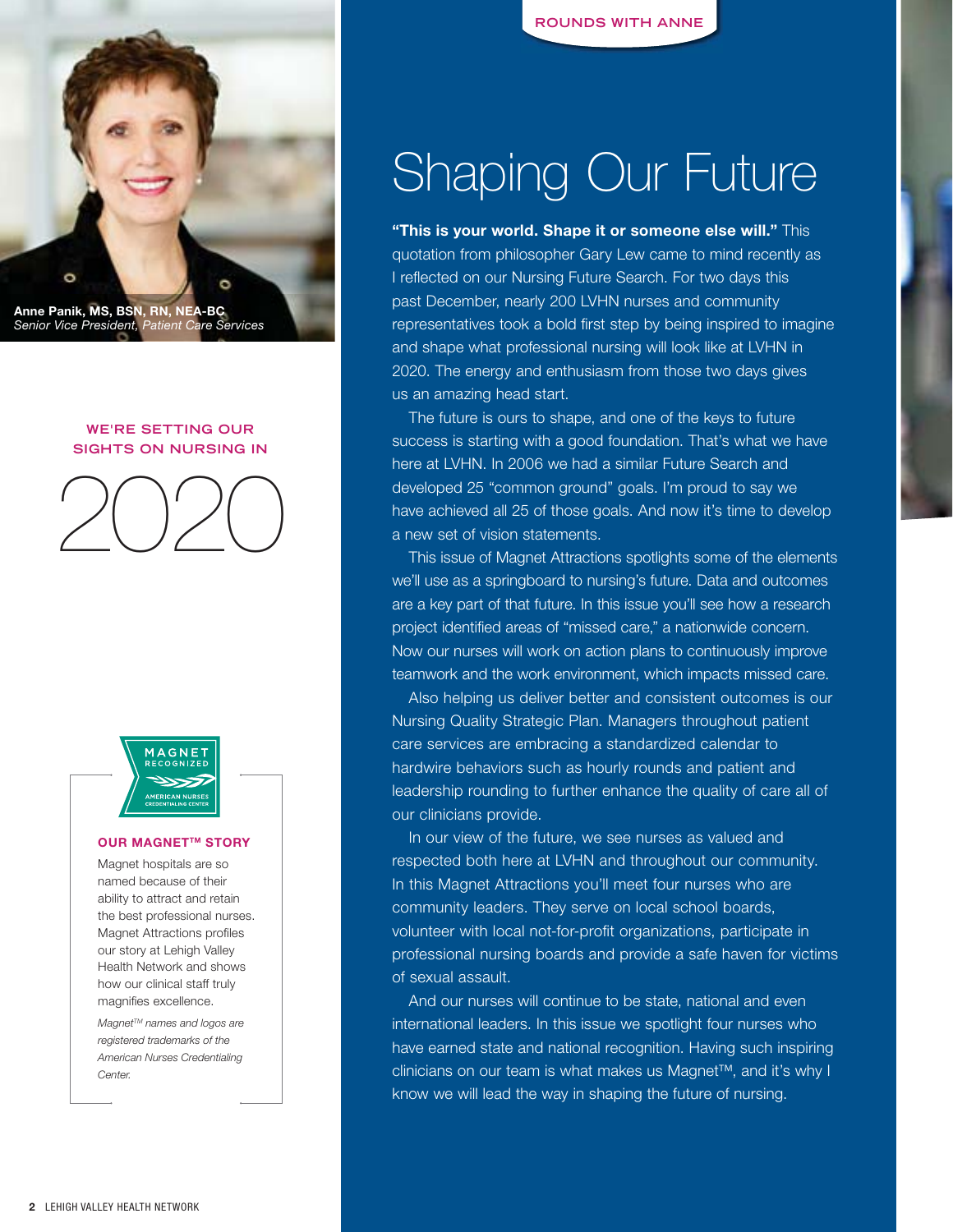ROUNDS WITH ANNE

**Anne Panik, MS, BSN, RN, NEA-BC**
*Senior Vice President, Patient Care Services*

WE'RE SETTING OUR SIGHTS ON NURSING IN

2020

# Shaping Our Future

**"This is your world. Shape it or someone else will."** This quotation from philosopher Gary Lew came to mind recently as I reflected on our Nursing Future Search. For two days this past December, nearly 200 LVHN nurses and community representatives took a bold first step by being inspired to imagine and shape what professional nursing will look like at LVHN in 2020. The energy and enthusiasm from those two days gives us an amazing head start.

The future is ours to shape, and one of the keys to future success is starting with a good foundation. That's what we have here at LVHN. In 2006 we had a similar Future Search and developed 25 "common ground" goals. I'm proud to say we have achieved all 25 of those goals. And now it's time to develop a new set of vision statements.

This issue of Magnet Attractions spotlights some of the elements we'll use as a springboard to nursing's future. Data and outcomes are a key part of that future. In this issue you'll see how a research project identified areas of "missed care," a nationwide concern. Now our nurses will work on action plans to continuously improve teamwork and the work environment, which impacts missed care.

Also helping us deliver better and consistent outcomes is our Nursing Quality Strategic Plan. Managers throughout patient care services are embracing a standardized calendar to hardwire behaviors such as hourly rounds and patient and leadership rounding to further enhance the quality of care all of our clinicians provide.

In our view of the future, we see nurses as valued and respected both here at LVHN and throughout our community. In this Magnet Attractions you'll meet four nurses who are community leaders. They serve on local school boards, volunteer with local not-for-profit organizations, participate in professional nursing boards and provide a safe haven for victims of sexual assault.

And our nurses will continue to be state, national and even international leaders. In this issue we spotlight four nurses who have earned state and national recognition. Having such inspiring clinicians on our team is what makes us Magnet™, and it's why I know we will lead the way in shaping the future of nursing.

MAGNET RECOGNIZED
AMERICAN NURSES CREDENTIALING CENTER

**OUR MAGNET™ STORY**

Magnet hospitals are so named because of their ability to attract and retain the best professional nurses. Magnet Attractions profiles our story at Lehigh Valley Health Network and shows how our clinical staff truly magnifies excellence.

*Magnet™ names and logos are registered trademarks of the American Nurses Credentialing Center.*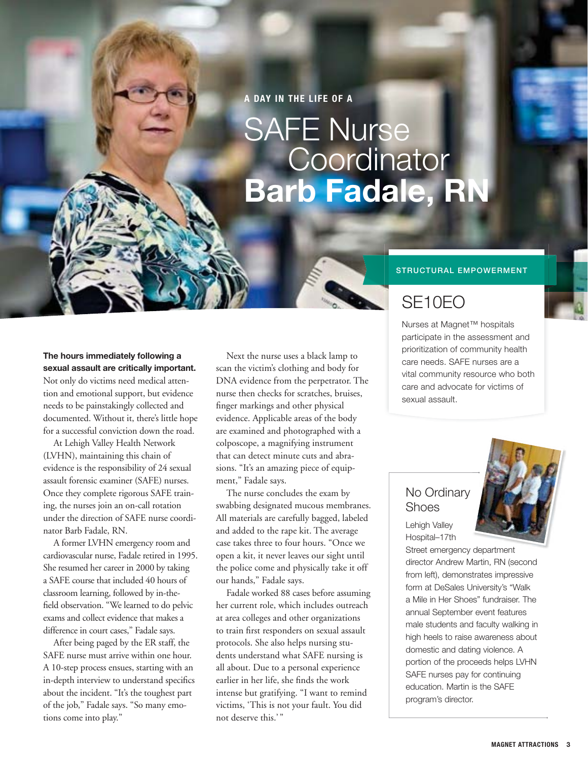A DAY IN THE LIFE OF A

# SAFE Nurse Coordinator Barb Fadale, RN

**The hours immediately following a sexual assault are critically important.** Not only do victims need medical attention and emotional support, but evidence needs to be painstakingly collected and documented. Without it, there's little hope for a successful conviction down the road.

At Lehigh Valley Health Network (LVHN), maintaining this chain of evidence is the responsibility of 24 sexual assault forensic examiner (SAFE) nurses. Once they complete rigorous SAFE training, the nurses join an on-call rotation under the direction of SAFE nurse coordinator Barb Fadale, RN.

A former LVHN emergency room and cardiovascular nurse, Fadale retired in 1995. She resumed her career in 2000 by taking a SAFE course that included 40 hours of classroom learning, followed by in-the-field observation. "We learned to do pelvic exams and collect evidence that makes a difference in court cases," Fadale says.

After being paged by the ER staff, the SAFE nurse must arrive within one hour. A 10-step process ensues, starting with an in-depth interview to understand specifics about the incident. "It's the toughest part of the job," Fadale says. "So many emotions come into play."

Next the nurse uses a black lamp to scan the victim's clothing and body for DNA evidence from the perpetrator. The nurse then checks for scratches, bruises, finger markings and other physical evidence. Applicable areas of the body are examined and photographed with a colposcope, a magnifying instrument that can detect minute cuts and abrasions. "It's an amazing piece of equipment," Fadale says.

The nurse concludes the exam by swabbing designated mucous membranes. All materials are carefully bagged, labeled and added to the rape kit. The average case takes three to four hours. "Once we open a kit, it never leaves our sight until the police come and physically take it off our hands," Fadale says.

Fadale worked 88 cases before assuming her current role, which includes outreach at area colleges and other organizations to train first responders on sexual assault protocols. She also helps nursing students understand what SAFE nursing is all about. Due to a personal experience earlier in her life, she finds the work intense but gratifying. "I want to remind victims, 'This is not your fault. You did not deserve this.'"

STRUCTURAL EMPOWERMENT

## SE10EO

Nurses at Magnet™ hospitals participate in the assessment and prioritization of community health care needs. SAFE nurses are a vital community resource who both care and advocate for victims of sexual assault.

## No Ordinary Shoes

Lehigh Valley Hospital–17th Street emergency department director Andrew Martin, RN (second from left), demonstrates impressive form at DeSales University's "Walk a Mile in Her Shoes" fundraiser. The annual September event features male students and faculty walking in high heels to raise awareness about domestic and dating violence. A portion of the proceeds helps LVHN SAFE nurses pay for continuing education. Martin is the SAFE program's director.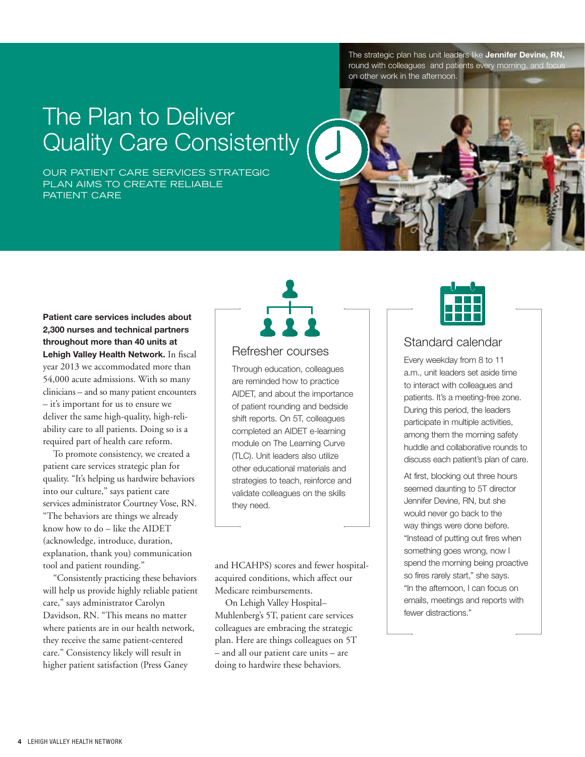# The Plan to Deliver Quality Care Consistently

OUR PATIENT CARE SERVICES STRATEGIC PLAN AIMS TO CREATE RELIABLE PATIENT CARE

The strategic plan has unit leaders like **Jennifer Devine, RN,** round with colleagues and patients every morning, and focus on other work in the afternoon.

**Patient care services includes about 2,300 nurses and technical partners throughout more than 40 units at Lehigh Valley Health Network.** In fiscal year 2013 we accommodated more than 54,000 acute admissions. With so many clinicians – and so many patient encounters – it's important for us to ensure we deliver the same high-quality, high-reliability care to all patients. Doing so is a required part of health care reform.

To promote consistency, we created a patient care services strategic plan for quality. "It's helping us hardwire behaviors into our culture," says patient care services administrator Courtney Vose, RN. "The behaviors are things we already know how to do – like the AIDET (acknowledge, introduce, duration, explanation, thank you) communication tool and patient rounding."

"Consistently practicing these behaviors will help us provide highly reliable patient care," says administrator Carolyn Davidson, RN. "This means no matter where patients are in our health network, they receive the same patient-centered care." Consistency likely will result in higher patient satisfaction (Press Ganey and HCAHPS) scores and fewer hospital-acquired conditions, which affect our Medicare reimbursements.

On Lehigh Valley Hospital–Muhlenberg's 5T, patient care services colleagues are embracing the strategic plan. Here are things colleagues on 5T – and all our patient care units – are doing to hardwire these behaviors.

## Refresher courses

Through education, colleagues are reminded how to practice AIDET, and about the importance of patient rounding and bedside shift reports. On 5T, colleagues completed an AIDET e-learning module on The Learning Curve (TLC). Unit leaders also utilize other educational materials and strategies to teach, reinforce and validate colleagues on the skills they need.

## Standard calendar

Every weekday from 8 to 11 a.m., unit leaders set aside time to interact with colleagues and patients. It's a meeting-free zone. During this period, the leaders participate in multiple activities, among them the morning safety huddle and collaborative rounds to discuss each patient's plan of care.

At first, blocking out three hours seemed daunting to 5T director Jennifer Devine, RN, but she would never go back to the way things were done before. "Instead of putting out fires when something goes wrong, now I spend the morning being proactive so fires rarely start," she says. "In the afternoon, I can focus on emails, meetings and reports with fewer distractions."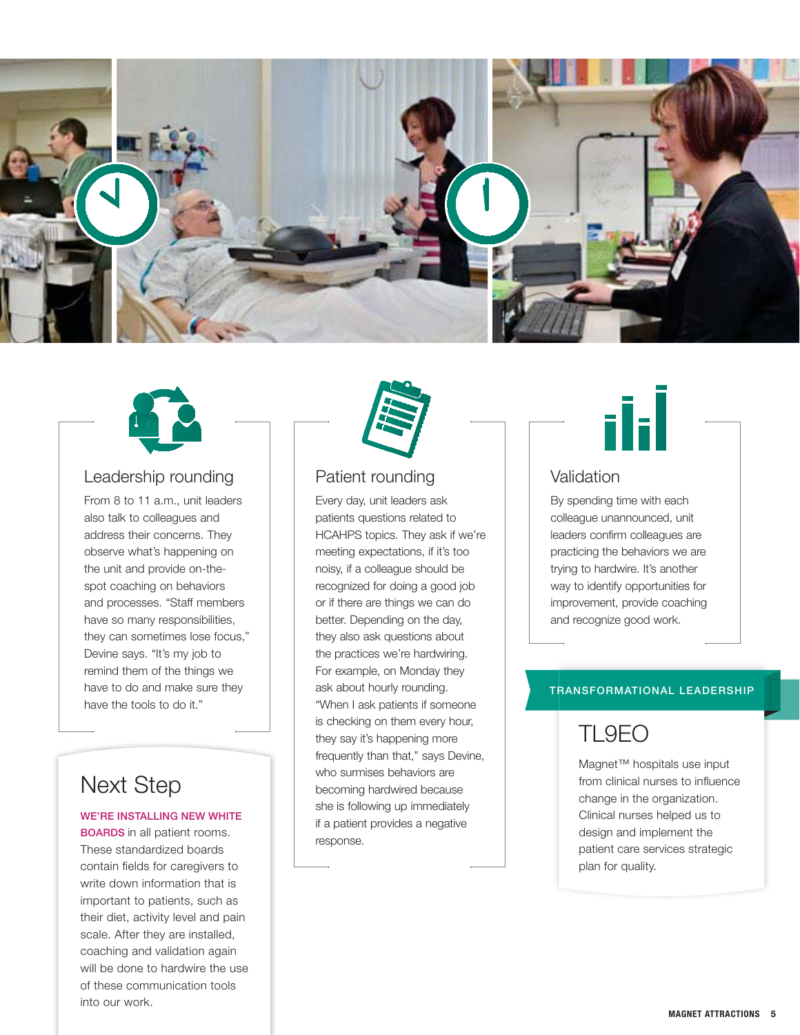## Leadership rounding

From 8 to 11 a.m., unit leaders also talk to colleagues and address their concerns. They observe what's happening on the unit and provide on-the-spot coaching on behaviors and processes. "Staff members have so many responsibilities, they can sometimes lose focus," Devine says. "It's my job to remind them of the things we have to do and make sure they have the tools to do it."

## Patient rounding

Every day, unit leaders ask patients questions related to HCAHPS topics. They ask if we're meeting expectations, if it's too noisy, if a colleague should be recognized for doing a good job or if there are things we can do better. Depending on the day, they also ask questions about the practices we're hardwiring. For example, on Monday they ask about hourly rounding. "When I ask patients if someone is checking on them every hour, they say it's happening more frequently than that," says Devine, who surmises behaviors are becoming hardwired because she is following up immediately if a patient provides a negative response.

## Validation

By spending time with each colleague unannounced, unit leaders confirm colleagues are practicing the behaviors we are trying to hardwire. It's another way to identify opportunities for improvement, provide coaching and recognize good work.

## Next Step

**WE'RE INSTALLING NEW WHITE BOARDS** in all patient rooms. These standardized boards contain fields for caregivers to write down information that is important to patients, such as their diet, activity level and pain scale. After they are installed, coaching and validation again will be done to hardwire the use of these communication tools into our work.

**TRANSFORMATIONAL LEADERSHIP**

## TL9EO

Magnet™ hospitals use input from clinical nurses to influence change in the organization. Clinical nurses helped us to design and implement the patient care services strategic plan for quality.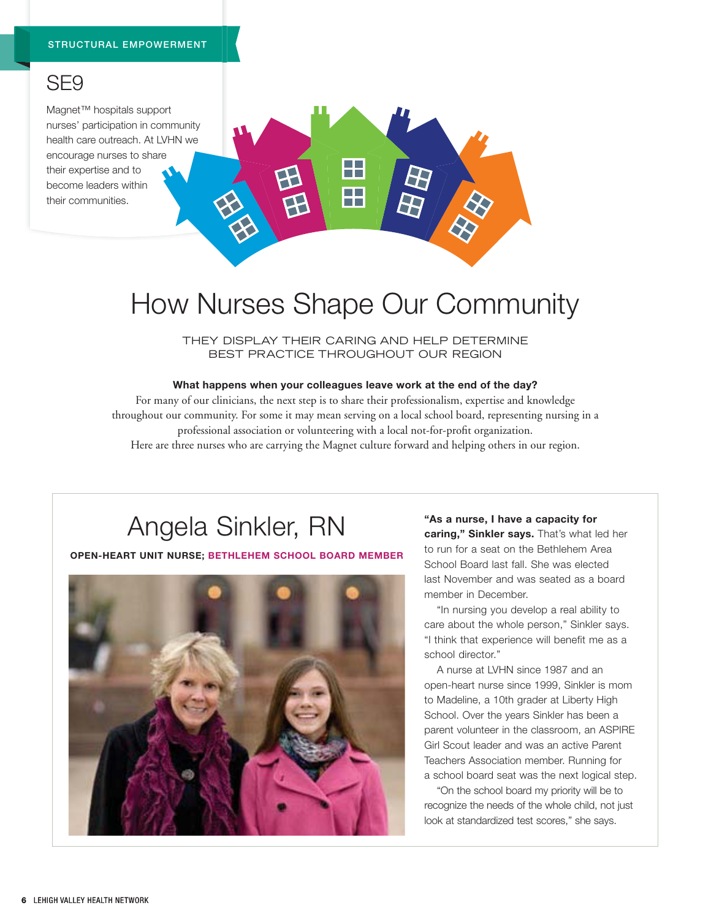STRUCTURAL EMPOWERMENT

## SE9

Magnet™ hospitals support nurses' participation in community health care outreach. At LVHN we encourage nurses to share their expertise and to become leaders within their communities.

# How Nurses Shape Our Community

THEY DISPLAY THEIR CARING AND HELP DETERMINE BEST PRACTICE THROUGHOUT OUR REGION

**What happens when your colleagues leave work at the end of the day?**

For many of our clinicians, the next step is to share their professionalism, expertise and knowledge throughout our community. For some it may mean serving on a local school board, representing nursing in a professional association or volunteering with a local not-for-profit organization.

Here are three nurses who are carrying the Magnet culture forward and helping others in our region.

## Angela Sinkler, RN

**OPEN-HEART UNIT NURSE; BETHLEHEM SCHOOL BOARD MEMBER**

**"As a nurse, I have a capacity for caring," Sinkler says.** That's what led her to run for a seat on the Bethlehem Area School Board last fall. She was elected last November and was seated as a board member in December.

"In nursing you develop a real ability to care about the whole person," Sinkler says. "I think that experience will benefit me as a school director."

A nurse at LVHN since 1987 and an open-heart nurse since 1999, Sinkler is mom to Madeline, a 10th grader at Liberty High School. Over the years Sinkler has been a parent volunteer in the classroom, an ASPIRE Girl Scout leader and was an active Parent Teachers Association member. Running for a school board seat was the next logical step.

"On the school board my priority will be to recognize the needs of the whole child, not just look at standardized test scores," she says.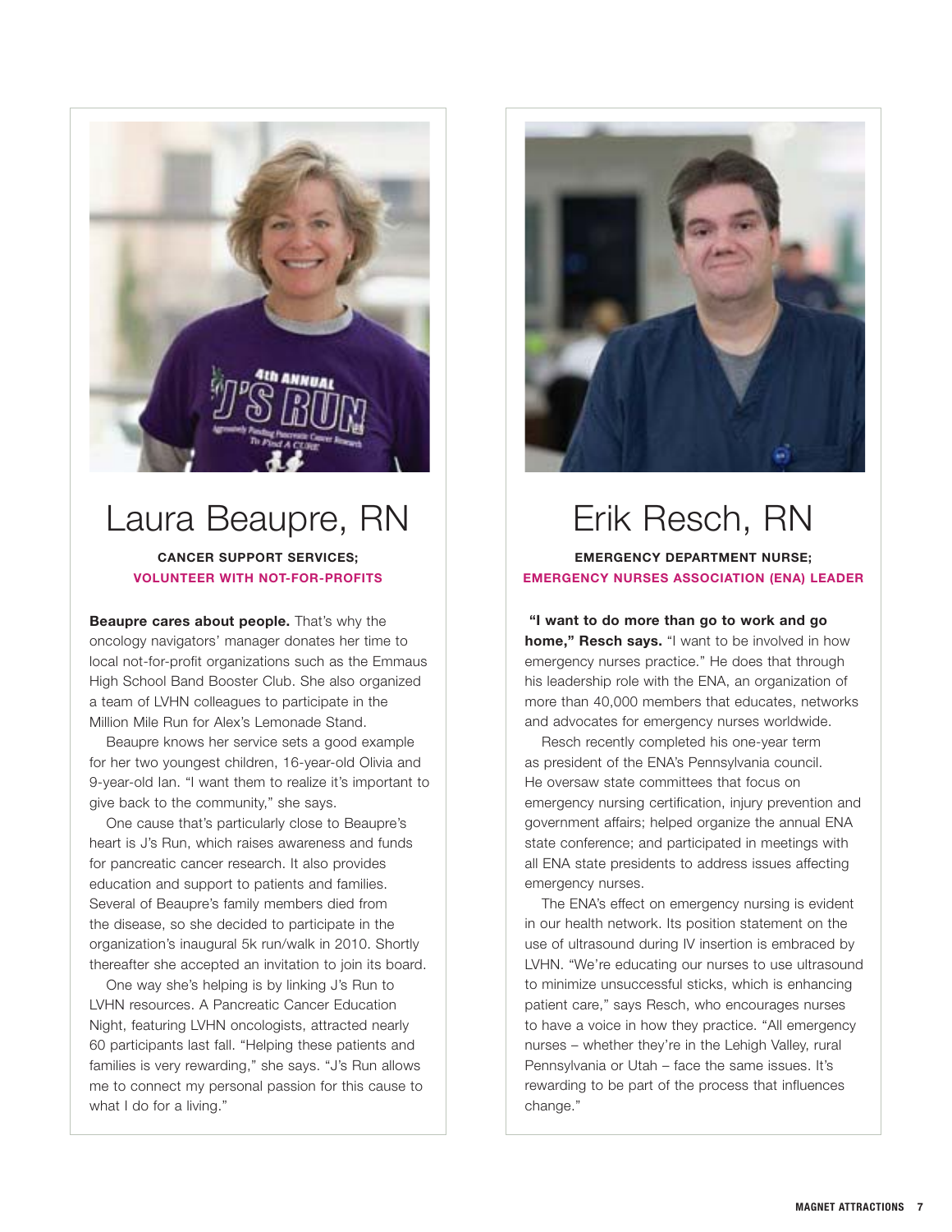## Laura Beaupre, RN

**CANCER SUPPORT SERVICES;**
**VOLUNTEER WITH NOT-FOR-PROFITS**

**Beaupre cares about people.** That's why the oncology navigators' manager donates her time to local not-for-profit organizations such as the Emmaus High School Band Booster Club. She also organized a team of LVHN colleagues to participate in the Million Mile Run for Alex's Lemonade Stand.

Beaupre knows her service sets a good example for her two youngest children, 16-year-old Olivia and 9-year-old Ian. "I want them to realize it's important to give back to the community," she says.

One cause that's particularly close to Beaupre's heart is J's Run, which raises awareness and funds for pancreatic cancer research. It also provides education and support to patients and families. Several of Beaupre's family members died from the disease, so she decided to participate in the organization's inaugural 5k run/walk in 2010. Shortly thereafter she accepted an invitation to join its board.

One way she's helping is by linking J's Run to LVHN resources. A Pancreatic Cancer Education Night, featuring LVHN oncologists, attracted nearly 60 participants last fall. "Helping these patients and families is very rewarding," she says. "J's Run allows me to connect my personal passion for this cause to what I do for a living."

## Erik Resch, RN

**EMERGENCY DEPARTMENT NURSE;**
**EMERGENCY NURSES ASSOCIATION (ENA) LEADER**

**"I want to do more than go to work and go home," Resch says.** "I want to be involved in how emergency nurses practice." He does that through his leadership role with the ENA, an organization of more than 40,000 members that educates, networks and advocates for emergency nurses worldwide.

Resch recently completed his one-year term as president of the ENA's Pennsylvania council. He oversaw state committees that focus on emergency nursing certification, injury prevention and government affairs; helped organize the annual ENA state conference; and participated in meetings with all ENA state presidents to address issues affecting emergency nurses.

The ENA's effect on emergency nursing is evident in our health network. Its position statement on the use of ultrasound during IV insertion is embraced by LVHN. "We're educating our nurses to use ultrasound to minimize unsuccessful sticks, which is enhancing patient care," says Resch, who encourages nurses to have a voice in how they practice. "All emergency nurses – whether they're in the Lehigh Valley, rural Pennsylvania or Utah – face the same issues. It's rewarding to be part of the process that influences change."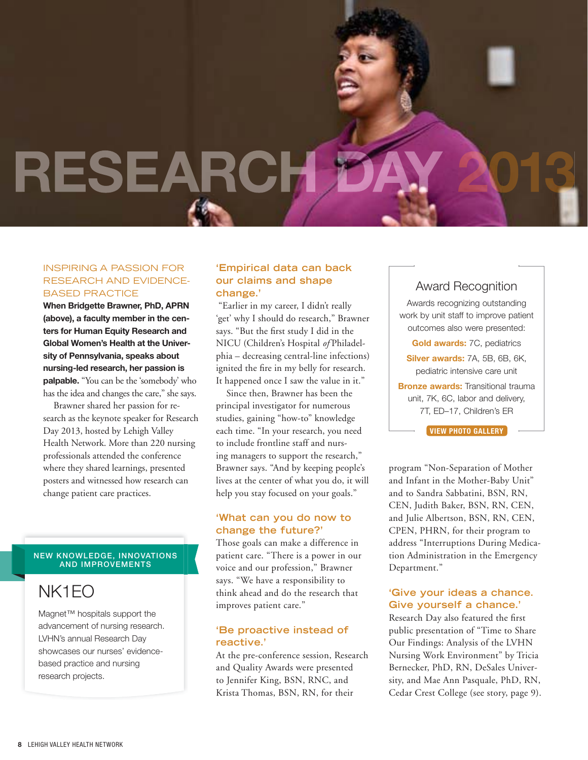# RESEARCH DAY 2013

## INSPIRING A PASSION FOR RESEARCH AND EVIDENCE-BASED PRACTICE

**When Bridgette Brawner, PhD, APRN (above), a faculty member in the centers for Human Equity Research and Global Women's Health at the University of Pennsylvania, speaks about nursing-led research, her passion is palpable.** "You can be the 'somebody' who has the idea and changes the care," she says.

Brawner shared her passion for research as the keynote speaker for Research Day 2013, hosted by Lehigh Valley Health Network. More than 220 nursing professionals attended the conference where they shared learnings, presented posters and witnessed how research can change patient care practices.

### 'Empirical data can back our claims and shape change.'

"Earlier in my career, I didn't really 'get' why I should do research," Brawner says. "But the first study I did in the NICU (Children's Hospital *of* Philadelphia – decreasing central-line infections) ignited the fire in my belly for research. It happened once I saw the value in it."

Since then, Brawner has been the principal investigator for numerous studies, gaining "how-to" knowledge each time. "In your research, you need to include frontline staff and nursing managers to support the research," Brawner says. "And by keeping people's lives at the center of what you do, it will help you stay focused on your goals."

### 'What can you do now to change the future?'

Those goals can make a difference in patient care. "There is a power in our voice and our profession," Brawner says. "We have a responsibility to think ahead and do the research that improves patient care."

### 'Be proactive instead of reactive.'

At the pre-conference session, Research and Quality Awards were presented to Jennifer King, BSN, RNC, and Krista Thomas, BSN, RN, for their program "Non-Separation of Mother and Infant in the Mother-Baby Unit" and to Sandra Sabbatini, BSN, RN, CEN, Judith Baker, BSN, RN, CEN, and Julie Albertson, BSN, RN, CEN, CPEN, PHRN, for their program to address "Interruptions During Medication Administration in the Emergency Department."

### 'Give your ideas a chance. Give yourself a chance.'

Research Day also featured the first public presentation of "Time to Share Our Findings: Analysis of the LVHN Nursing Work Environment" by Tricia Bernecker, PhD, RN, DeSales University, and Mae Ann Pasquale, PhD, RN, Cedar Crest College (see story, page 9).

---

### Award Recognition

Awards recognizing outstanding work by unit staff to improve patient outcomes also were presented:

**Gold awards:** 7C, pediatrics

**Silver awards:** 7A, 5B, 6B, 6K, pediatric intensive care unit

**Bronze awards:** Transitional trauma unit, 7K, 6C, labor and delivery, 7T, ED–17, Children's ER

VIEW PHOTO GALLERY

---

**NEW KNOWLEDGE, INNOVATIONS AND IMPROVEMENTS**

**NK1EO**

Magnet™ hospitals support the advancement of nursing research. LVHN's annual Research Day showcases our nurses' evidence-based practice and nursing research projects.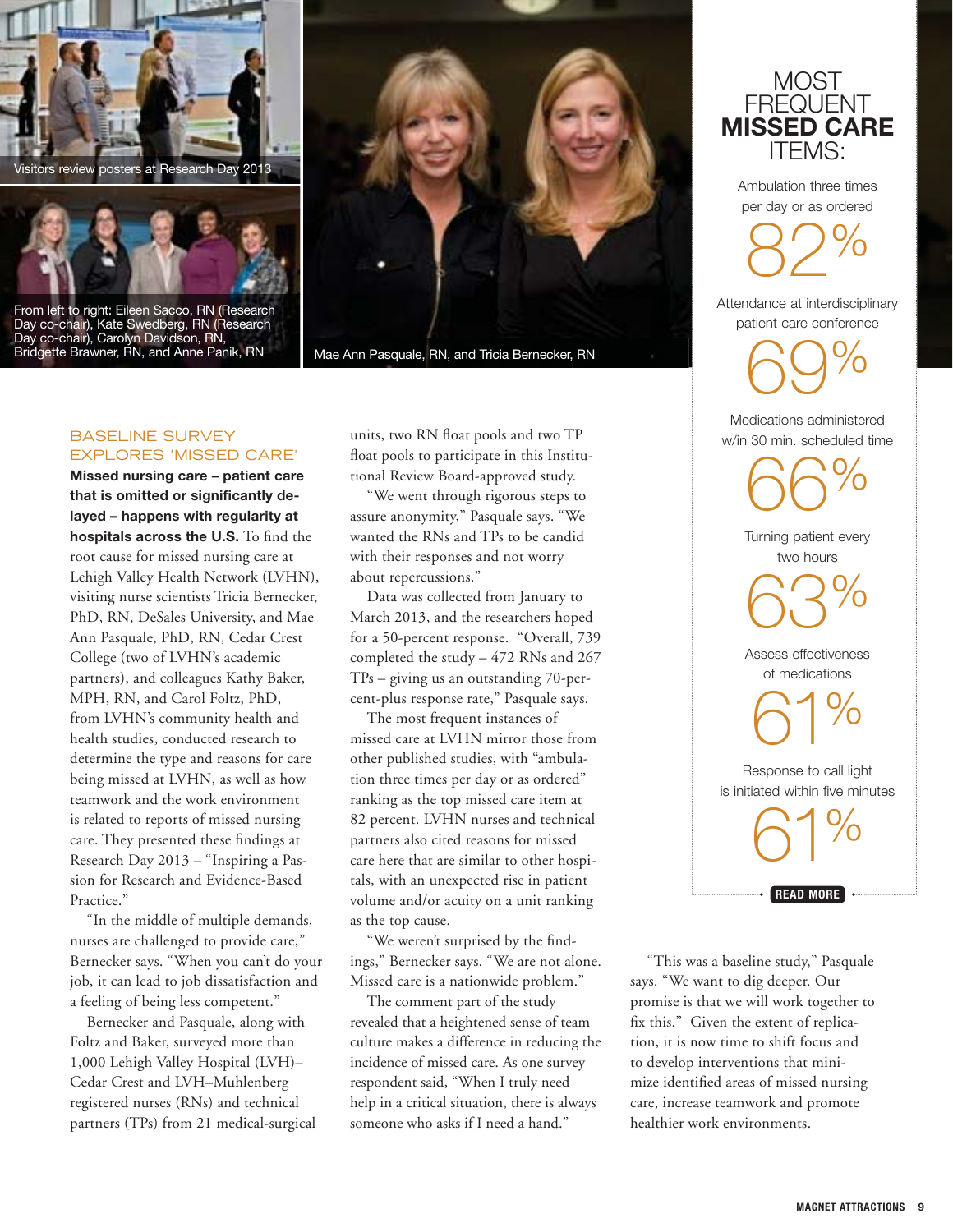Visitors review posters at Research Day 2013

From left to right: Eileen Sacco, RN (Research Day co-chair), Kate Swedberg, RN (Research Day co-chair), Carolyn Davidson, RN, Bridgette Brawner, RN, and Anne Panik, RN

Mae Ann Pasquale, RN, and Tricia Bernecker, RN

## BASELINE SURVEY EXPLORES 'MISSED CARE'

**Missed nursing care – patient care that is omitted or significantly delayed – happens with regularity at hospitals across the U.S.** To find the root cause for missed nursing care at Lehigh Valley Health Network (LVHN), visiting nurse scientists Tricia Bernecker, PhD, RN, DeSales University, and Mae Ann Pasquale, PhD, RN, Cedar Crest College (two of LVHN's academic partners), and colleagues Kathy Baker, MPH, RN, and Carol Foltz, PhD, from LVHN's community health and health studies, conducted research to determine the type and reasons for care being missed at LVHN, as well as how teamwork and the work environment is related to reports of missed nursing care. They presented these findings at Research Day 2013 – "Inspiring a Passion for Research and Evidence-Based Practice."

"In the middle of multiple demands, nurses are challenged to provide care," Bernecker says. "When you can't do your job, it can lead to job dissatisfaction and a feeling of being less competent."

Bernecker and Pasquale, along with Foltz and Baker, surveyed more than 1,000 Lehigh Valley Hospital (LVH)–Cedar Crest and LVH–Muhlenberg registered nurses (RNs) and technical partners (TPs) from 21 medical-surgical units, two RN float pools and two TP float pools to participate in this Institutional Review Board-approved study.

"We went through rigorous steps to assure anonymity," Pasquale says. "We wanted the RNs and TPs to be candid with their responses and not worry about repercussions."

Data was collected from January to March 2013, and the researchers hoped for a 50-percent response. "Overall, 739 completed the study – 472 RNs and 267 TPs – giving us an outstanding 70-percent-plus response rate," Pasquale says.

The most frequent instances of missed care at LVHN mirror those from other published studies, with "ambulation three times per day or as ordered" ranking as the top missed care item at 82 percent. LVHN nurses and technical partners also cited reasons for missed care here that are similar to other hospitals, with an unexpected rise in patient volume and/or acuity on a unit ranking as the top cause.

"We weren't surprised by the findings," Bernecker says. "We are not alone. Missed care is a nationwide problem."

The comment part of the study revealed that a heightened sense of team culture makes a difference in reducing the incidence of missed care. As one survey respondent said, "When I truly need help in a critical situation, there is always someone who asks if I need a hand."

"This was a baseline study," Pasquale says. "We want to dig deeper. Our promise is that we will work together to fix this." Given the extent of replication, it is now time to shift focus and to develop interventions that minimize identified areas of missed nursing care, increase teamwork and promote healthier work environments.

## MOST FREQUENT **MISSED CARE** ITEMS:

Ambulation three times per day or as ordered
**82%**

Attendance at interdisciplinary patient care conference
**69%**

Medications administered w/in 30 min. scheduled time
**66%**

Turning patient every two hours
**63%**

Assess effectiveness of medications
**61%**

Response to call light is initiated within five minutes
**61%**

READ MORE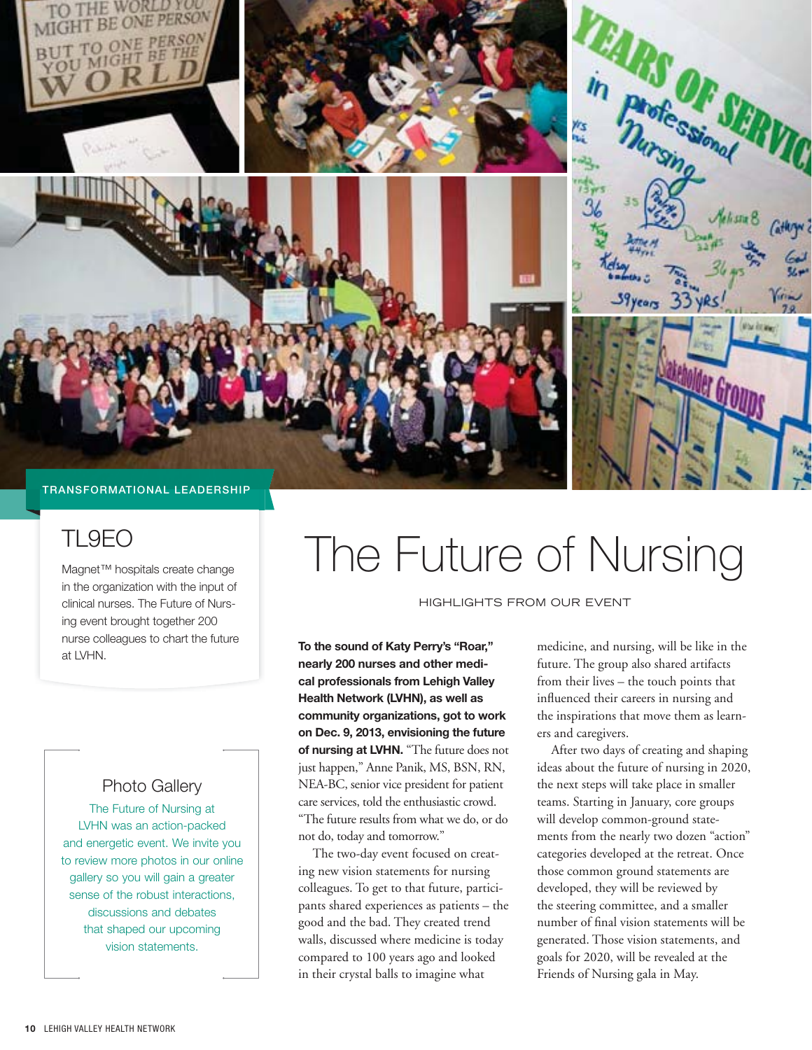TRANSFORMATIONAL LEADERSHIP

## TL9EO

Magnet™ hospitals create change in the organization with the input of clinical nurses. The Future of Nursing event brought together 200 nurse colleagues to chart the future at LVHN.

### Photo Gallery

The Future of Nursing at LVHN was an action-packed and energetic event. We invite you to review more photos in our online gallery so you will gain a greater sense of the robust interactions, discussions and debates that shaped our upcoming vision statements.

# The Future of Nursing

HIGHLIGHTS FROM OUR EVENT

**To the sound of Katy Perry's "Roar," nearly 200 nurses and other medical professionals from Lehigh Valley Health Network (LVHN), as well as community organizations, got to work on Dec. 9, 2013, envisioning the future of nursing at LVHN.** "The future does not just happen," Anne Panik, MS, BSN, RN, NEA-BC, senior vice president for patient care services, told the enthusiastic crowd. "The future results from what we do, or do not do, today and tomorrow."

The two-day event focused on creating new vision statements for nursing colleagues. To get to that future, participants shared experiences as patients – the good and the bad. They created trend walls, discussed where medicine is today compared to 100 years ago and looked in their crystal balls to imagine what medicine, and nursing, will be like in the future. The group also shared artifacts from their lives – the touch points that influenced their careers in nursing and the inspirations that move them as learners and caregivers.

After two days of creating and shaping ideas about the future of nursing in 2020, the next steps will take place in smaller teams. Starting in January, core groups will develop common-ground statements from the nearly two dozen "action" categories developed at the retreat. Once those common ground statements are developed, they will be reviewed by the steering committee, and a smaller number of final vision statements will be generated. Those vision statements, and goals for 2020, will be revealed at the Friends of Nursing gala in May.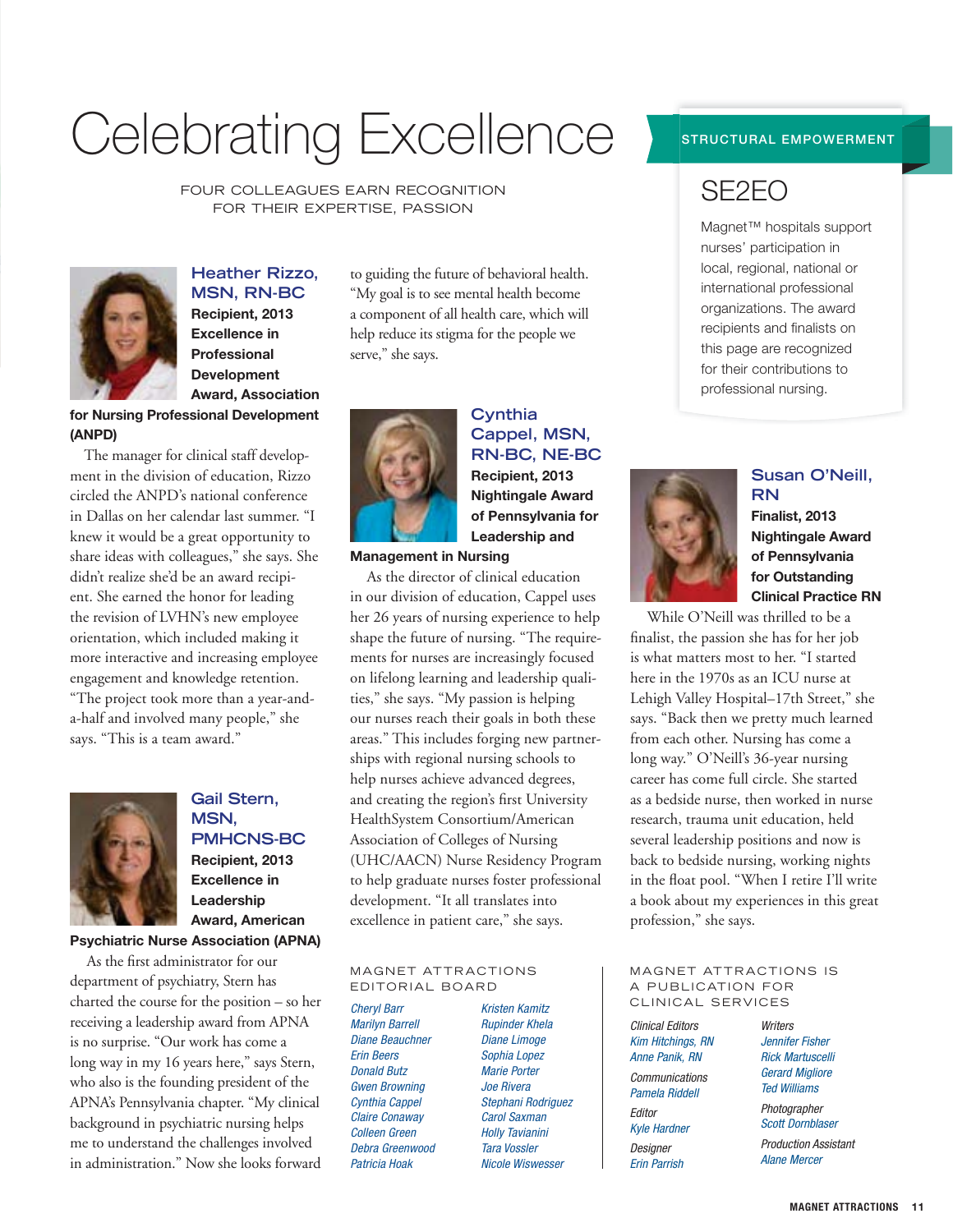# Celebrating Excellence

FOUR COLLEAGUES EARN RECOGNITION FOR THEIR EXPERTISE, PASSION

### Heather Rizzo, MSN, RN-BC

**Recipient, 2013 Excellence in Professional Development Award, Association for Nursing Professional Development (ANPD)**

The manager for clinical staff development in the division of education, Rizzo circled the ANPD's national conference in Dallas on her calendar last summer. "I knew it would be a great opportunity to share ideas with colleagues," she says. She didn't realize she'd be an award recipient. She earned the honor for leading the revision of LVHN's new employee orientation, which included making it more interactive and increasing employee engagement and knowledge retention. "The project took more than a year-and-a-half and involved many people," she says. "This is a team award."

### Gail Stern, MSN, PMHCNS-BC

**Recipient, 2013 Excellence in Leadership Award, American Psychiatric Nurse Association (APNA)**

As the first administrator for our department of psychiatry, Stern has charted the course for the position – so her receiving a leadership award from APNA is no surprise. "Our work has come a long way in my 16 years here," says Stern, who also is the founding president of the APNA's Pennsylvania chapter. "My clinical background in psychiatric nursing helps me to understand the challenges involved in administration." Now she looks forward to guiding the future of behavioral health. "My goal is to see mental health become a component of all health care, which will help reduce its stigma for the people we serve," she says.

### Cynthia Cappel, MSN, RN-BC, NE-BC

**Recipient, 2013 Nightingale Award of Pennsylvania for Leadership and Management in Nursing**

As the director of clinical education in our division of education, Cappel uses her 26 years of nursing experience to help shape the future of nursing. "The requirements for nurses are increasingly focused on lifelong learning and leadership qualities," she says. "My passion is helping our nurses reach their goals in both these areas." This includes forging new partnerships with regional nursing schools to help nurses achieve advanced degrees, and creating the region's first University HealthSystem Consortium/American Association of Colleges of Nursing (UHC/AACN) Nurse Residency Program to help graduate nurses foster professional development. "It all translates into excellence in patient care," she says.

### Susan O'Neill, RN

**Finalist, 2013 Nightingale Award of Pennsylvania for Outstanding Clinical Practice RN**

While O'Neill was thrilled to be a finalist, the passion she has for her job is what matters most to her. "I started here in the 1970s as an ICU nurse at Lehigh Valley Hospital–17th Street," she says. "Back then we pretty much learned from each other. Nursing has come a long way." O'Neill's 36-year nursing career has come full circle. She started as a bedside nurse, then worked in nurse research, trauma unit education, held several leadership positions and now is back to bedside nursing, working nights in the float pool. "When I retire I'll write a book about my experiences in this great profession," she says.

---

STRUCTURAL EMPOWERMENT

## SE2EO

Magnet™ hospitals support nurses' participation in local, regional, national or international professional organizations. The award recipients and finalists on this page are recognized for their contributions to professional nursing.

---

### MAGNET ATTRACTIONS EDITORIAL BOARD

*Cheryl Barr*
*Marilyn Barrell*
*Diane Beauchner*
*Erin Beers*
*Donald Butz*
*Gwen Browning*
*Cynthia Cappel*
*Claire Conaway*
*Colleen Green*
*Debra Greenwood*
*Patricia Hoak*
*Kristen Kamitz*
*Rupinder Khela*
*Diane Limoge*
*Sophia Lopez*
*Marie Porter*
*Joe Rivera*
*Stephani Rodriguez*
*Carol Saxman*
*Holly Tavianini*
*Tara Vossler*
*Nicole Wiswesser*

### MAGNET ATTRACTIONS IS A PUBLICATION FOR CLINICAL SERVICES

*Clinical Editors*
*Kim Hitchings, RN*
*Anne Panik, RN*

*Communications*
*Pamela Riddell*

*Editor*
*Kyle Hardner*

*Designer*
*Erin Parrish*

*Writers*
*Jennifer Fisher*
*Rick Martuscelli*
*Gerard Migliore*
*Ted Williams*

*Photographer*
*Scott Dornblaser*

*Production Assistant*
*Alane Mercer*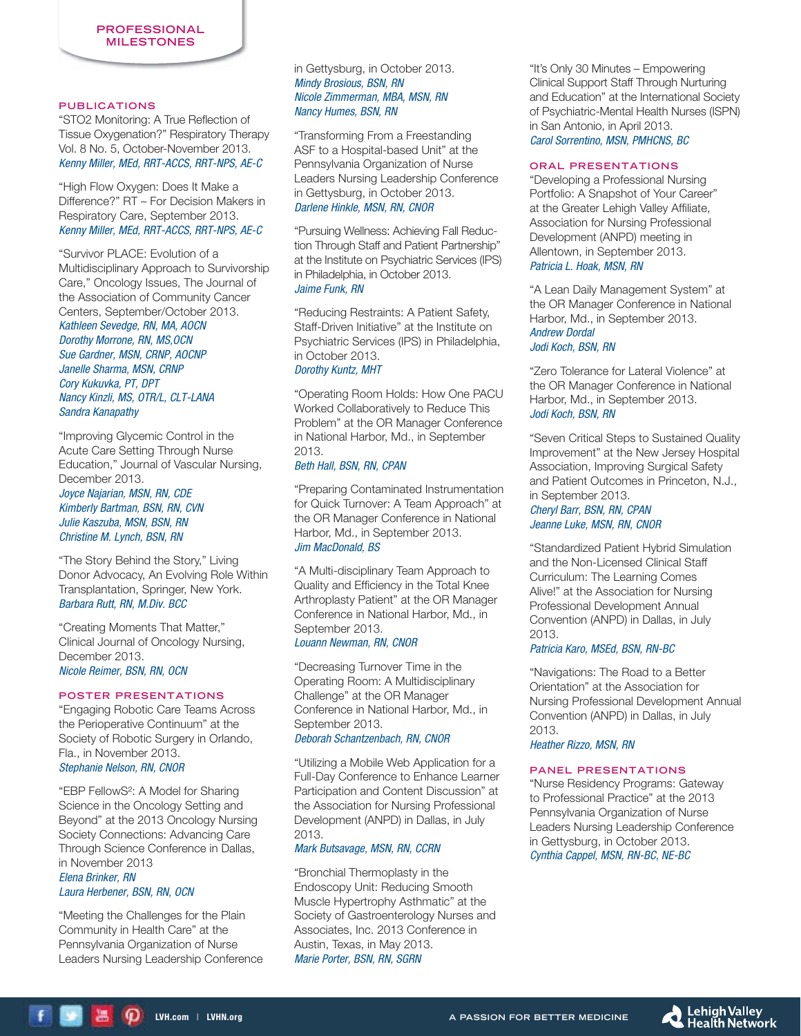# PROFESSIONAL MILESTONES

## PUBLICATIONS

"STO2 Monitoring: A True Reflection of Tissue Oxygenation?" Respiratory Therapy Vol. 8 No. 5, October-November 2013.
*Kenny Miller, MEd, RRT-ACCS, RRT-NPS, AE-C*

"High Flow Oxygen: Does It Make a Difference?" RT – For Decision Makers in Respiratory Care, September 2013.
*Kenny Miller, MEd, RRT-ACCS, RRT-NPS, AE-C*

"Survivor PLACE: Evolution of a Multidisciplinary Approach to Survivorship Care," Oncology Issues, The Journal of the Association of Community Cancer Centers, September/October 2013.
*Kathleen Sevedge, RN, MA, AOCN*
*Dorothy Morrone, RN, MS,OCN*
*Sue Gardner, MSN, CRNP, AOCNP*
*Janelle Sharma, MSN, CRNP*
*Cory Kukuvka, PT, DPT*
*Nancy Kinzli, MS, OTR/L, CLT-LANA*
*Sandra Kanapathy*

"Improving Glycemic Control in the Acute Care Setting Through Nurse Education," Journal of Vascular Nursing, December 2013.
*Joyce Najarian, MSN, RN, CDE*
*Kimberly Bartman, BSN, RN, CVN*
*Julie Kaszuba, MSN, BSN, RN*
*Christine M. Lynch, BSN, RN*

"The Story Behind the Story," Living Donor Advocacy, An Evolving Role Within Transplantation, Springer, New York.
*Barbara Rutt, RN, M.Div. BCC*

"Creating Moments That Matter," Clinical Journal of Oncology Nursing, December 2013.
*Nicole Reimer, BSN, RN, OCN*

## POSTER PRESENTATIONS

"Engaging Robotic Care Teams Across the Perioperative Continuum" at the Society of Robotic Surgery in Orlando, Fla., in November 2013.
*Stephanie Nelson, RN, CNOR*

"EBP FellowS²: A Model for Sharing Science in the Oncology Setting and Beyond" at the 2013 Oncology Nursing Society Connections: Advancing Care Through Science Conference in Dallas, in November 2013
*Elena Brinker, RN*
*Laura Herbener, BSN, RN, OCN*

"Meeting the Challenges for the Plain Community in Health Care" at the Pennsylvania Organization of Nurse Leaders Nursing Leadership Conference in Gettysburg, in October 2013.
*Mindy Brosious, BSN, RN*
*Nicole Zimmerman, MBA, MSN, RN*
*Nancy Humes, BSN, RN*

"Transforming From a Freestanding ASF to a Hospital-based Unit" at the Pennsylvania Organization of Nurse Leaders Nursing Leadership Conference in Gettysburg, in October 2013.
*Darlene Hinkle, MSN, RN, CNOR*

"Pursuing Wellness: Achieving Fall Reduction Through Staff and Patient Partnership" at the Institute on Psychiatric Services (IPS) in Philadelphia, in October 2013.
*Jaime Funk, RN*

"Reducing Restraints: A Patient Safety, Staff-Driven Initiative" at the Institute on Psychiatric Services (IPS) in Philadelphia, in October 2013.
*Dorothy Kuntz, MHT*

"Operating Room Holds: How One PACU Worked Collaboratively to Reduce This Problem" at the OR Manager Conference in National Harbor, Md., in September 2013.
*Beth Hall, BSN, RN, CPAN*

"Preparing Contaminated Instrumentation for Quick Turnover: A Team Approach" at the OR Manager Conference in National Harbor, Md., in September 2013.
*Jim MacDonald, BS*

"A Multi-disciplinary Team Approach to Quality and Efficiency in the Total Knee Arthroplasty Patient" at the OR Manager Conference in National Harbor, Md., in September 2013.
*Louann Newman, RN, CNOR*

"Decreasing Turnover Time in the Operating Room: A Multidisciplinary Challenge" at the OR Manager Conference in National Harbor, Md., in September 2013.
*Deborah Schantzenbach, RN, CNOR*

"Utilizing a Mobile Web Application for a Full-Day Conference to Enhance Learner Participation and Content Discussion" at the Association for Nursing Professional Development (ANPD) in Dallas, in July 2013.
*Mark Butsavage, MSN, RN, CCRN*

"Bronchial Thermoplasty in the Endoscopy Unit: Reducing Smooth Muscle Hypertrophy Asthmatic" at the Society of Gastroenterology Nurses and Associates, Inc. 2013 Conference in Austin, Texas, in May 2013.
*Marie Porter, BSN, RN, SGRN*

"It's Only 30 Minutes – Empowering Clinical Support Staff Through Nurturing and Education" at the International Society of Psychiatric-Mental Health Nurses (ISPN) in San Antonio, in April 2013.
*Carol Sorrentino, MSN, PMHCNS, BC*

## ORAL PRESENTATIONS

"Developing a Professional Nursing Portfolio: A Snapshot of Your Career" at the Greater Lehigh Valley Affiliate, Association for Nursing Professional Development (ANPD) meeting in Allentown, in September 2013.
*Patricia L. Hoak, MSN, RN*

"A Lean Daily Management System" at the OR Manager Conference in National Harbor, Md., in September 2013.
*Andrew Dordal*
*Jodi Koch, BSN, RN*

"Zero Tolerance for Lateral Violence" at the OR Manager Conference in National Harbor, Md., in September 2013.
*Jodi Koch, BSN, RN*

"Seven Critical Steps to Sustained Quality Improvement" at the New Jersey Hospital Association, Improving Surgical Safety and Patient Outcomes in Princeton, N.J., in September 2013.
*Cheryl Barr, BSN, RN, CPAN*
*Jeanne Luke, MSN, RN, CNOR*

"Standardized Patient Hybrid Simulation and the Non-Licensed Clinical Staff Curriculum: The Learning Comes Alive!" at the Association for Nursing Professional Development Annual Convention (ANPD) in Dallas, in July 2013.
*Patricia Karo, MSEd, BSN, RN-BC*

"Navigations: The Road to a Better Orientation" at the Association for Nursing Professional Development Annual Convention (ANPD) in Dallas, in July 2013.
*Heather Rizzo, MSN, RN*

## PANEL PRESENTATIONS

"Nurse Residency Programs: Gateway to Professional Practice" at the 2013 Pennsylvania Organization of Nurse Leaders Nursing Leadership Conference in Gettysburg, in October 2013.
*Cynthia Cappel, MSN, RN-BC, NE-BC*

LVH.com | LVHN.org

A PASSION FOR BETTER MEDICINE

Lehigh Valley Health Network